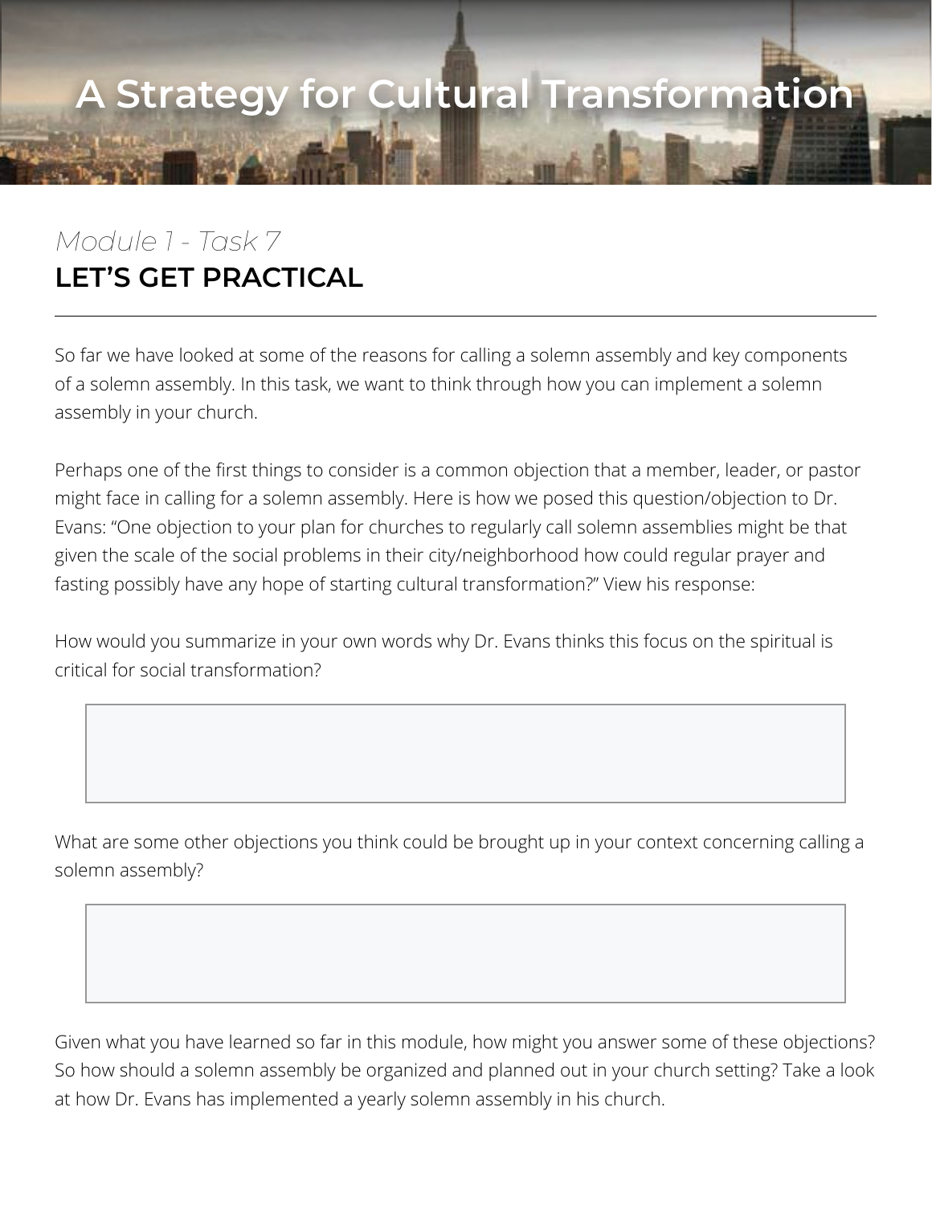# A Strategy for Cultural Transformation

*Module 1 - Task 7*

## LET'S GET PRACTICAL

---

So far we have looked at some of the reasons for calling a solemn assembly and key components of a solemn assembly. In this task, we want to think through how you can implement a solemn assembly in your church.

Perhaps one of the first things to consider is a common objection that a member, leader, or pastor might face in calling for a solemn assembly. Here is how we posed this question/objection to Dr. Evans: "One objection to your plan for churches to regularly call solemn assemblies might be that given the scale of the social problems in their city/neighborhood how could regular prayer and fasting possibly have any hope of starting cultural transformation?" View his response:

How would you summarize in your own words why Dr. Evans thinks this focus on the spiritual is critical for social transformation?

What are some other objections you think could be brought up in your context concerning calling a solemn assembly?

Given what you have learned so far in this module, how might you answer some of these objections? So how should a solemn assembly be organized and planned out in your church setting? Take a look at how Dr. Evans has implemented a yearly solemn assembly in his church.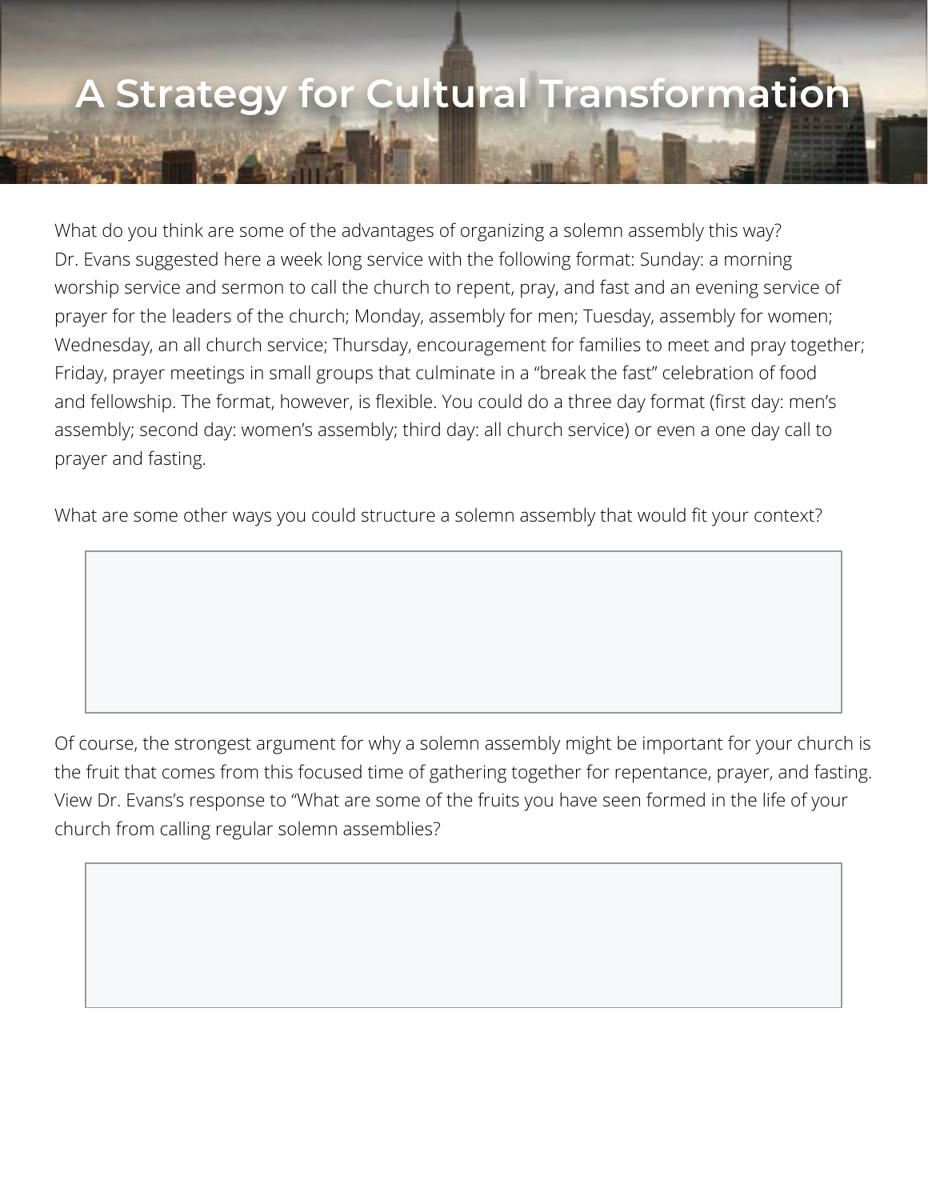# A Strategy for Cultural Transformation

What do you think are some of the advantages of organizing a solemn assembly this way? Dr. Evans suggested here a week long service with the following format: Sunday: a morning worship service and sermon to call the church to repent, pray, and fast and an evening service of prayer for the leaders of the church; Monday, assembly for men; Tuesday, assembly for women; Wednesday, an all church service; Thursday, encouragement for families to meet and pray together; Friday, prayer meetings in small groups that culminate in a "break the fast" celebration of food and fellowship. The format, however, is flexible. You could do a three day format (first day: men's assembly; second day: women's assembly; third day: all church service) or even a one day call to prayer and fasting.

What are some other ways you could structure a solemn assembly that would fit your context?

Of course, the strongest argument for why a solemn assembly might be important for your church is the fruit that comes from this focused time of gathering together for repentance, prayer, and fasting. View Dr. Evans's response to "What are some of the fruits you have seen formed in the life of your church from calling regular solemn assemblies?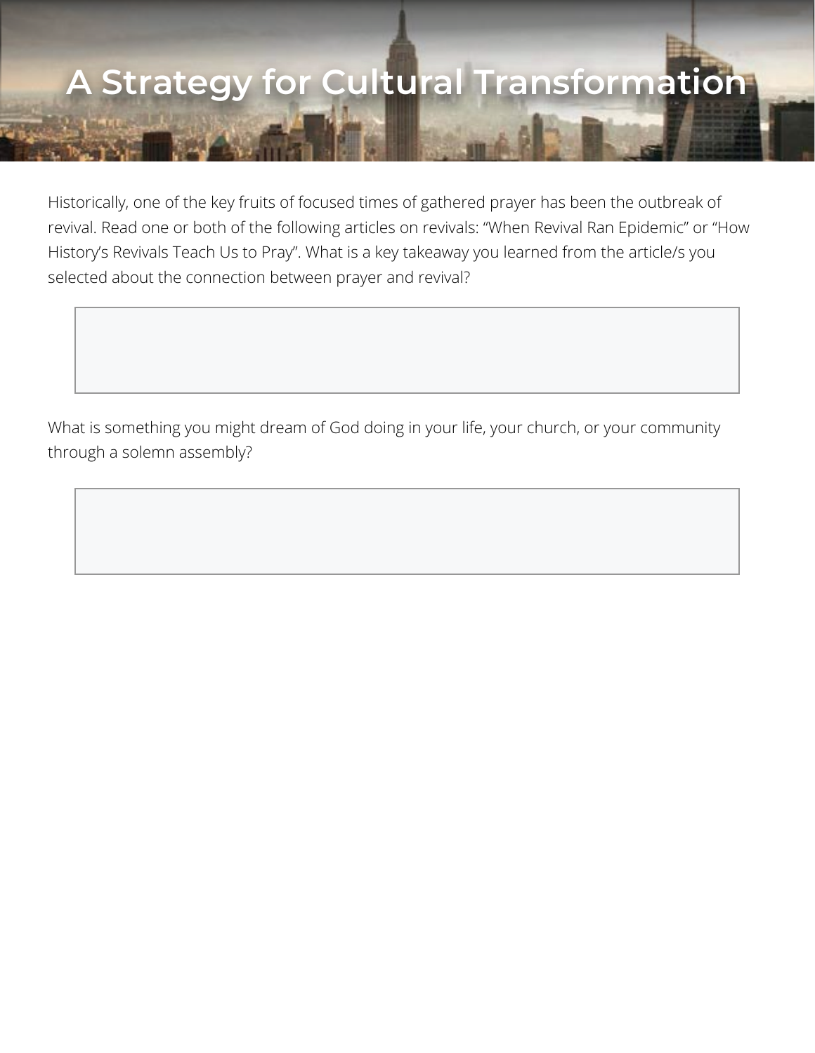# A Strategy for Cultural Transformation

Historically, one of the key fruits of focused times of gathered prayer has been the outbreak of revival. Read one or both of the following articles on revivals: "When Revival Ran Epidemic" or "How History's Revivals Teach Us to Pray". What is a key takeaway you learned from the article/s you selected about the connection between prayer and revival?

What is something you might dream of God doing in your life, your church, or your community through a solemn assembly?